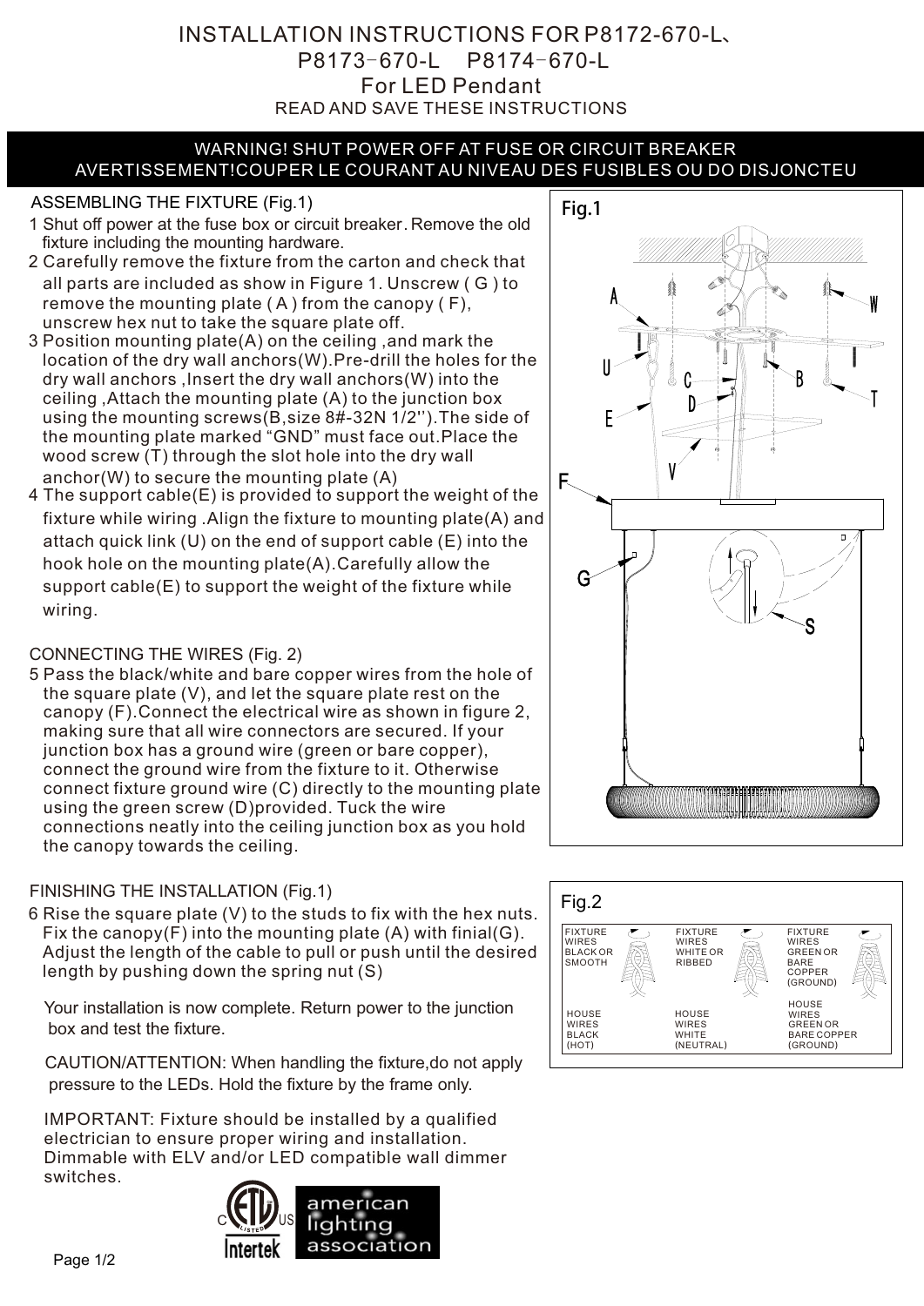# INSTALLATION INSTRUCTIONS FOR P8172-670-L、P8173-670-L P8174-670-L

## For LED Pendant

READ AND SAVE THESE INSTRUCTIONS

**WARNING! SHUT POWER OFF AT FUSE OR CIRCUIT BREAKER**
**AVERTISSEMENT!COUPER LE COURANT AU NIVEAU DES FUSIBLES OU DO DISJONCTEU**

### ASSEMBLING THE FIXTURE (Fig.1)

1. Shut off power at the fuse box or circuit breaker. Remove the old fixture including the mounting hardware.
2. Carefully remove the fixture from the carton and check that all parts are included as show in Figure 1. Unscrew ( G ) to remove the mounting plate ( A ) from the canopy ( F), unscrew hex nut to take the square plate off.
3. Position mounting plate(A) on the ceiling ,and mark the location of the dry wall anchors(W).Pre-drill the holes for the dry wall anchors ,Insert the dry wall anchors(W) into the ceiling ,Attach the mounting plate (A) to the junction box using the mounting screws(B,size 8#-32N 1/2'').The side of the mounting plate marked "GND" must face out.Place the wood screw (T) through the slot hole into the dry wall anchor(W) to secure the mounting plate (A)
4. The support cable(E) is provided to support the weight of the fixture while wiring .Align the fixture to mounting plate(A) and attach quick link (U) on the end of support cable (E) into the hook hole on the mounting plate(A).Carefully allow the support cable(E) to support the weight of the fixture while wiring.

### CONNECTING THE WIRES (Fig. 2)

5. Pass the black/white and bare copper wires from the hole of the square plate (V), and let the square plate rest on the canopy (F).Connect the electrical wire as shown in figure 2, making sure that all wire connectors are secured. If your junction box has a ground wire (green or bare copper), connect the ground wire from the fixture to it. Otherwise connect fixture ground wire (C) directly to the mounting plate using the green screw (D)provided. Tuck the wire connections neatly into the ceiling junction box as you hold the canopy towards the ceiling.

### FINISHING THE INSTALLATION (Fig.1)

6. Rise the square plate (V) to the studs to fix with the hex nuts. Fix the canopy(F) into the mounting plate (A) with finial(G). Adjust the length of the cable to pull or push until the desired length by pushing down the spring nut (S)

Your installation is now complete. Return power to the junction box and test the fixture.

CAUTION/ATTENTION: When handling the fixture,do not apply pressure to the LEDs. Hold the fixture by the frame only.

IMPORTANT: Fixture should be installed by a qualified electrician to ensure proper wiring and installation. Dimmable with ELV and/or LED compatible wall dimmer switches.

Fig.1

Fig.2

| FIXTURE WIRES BLACK OR SMOOTH | FIXTURE WIRES WHITE OR RIBBED | FIXTURE WIRES GREEN OR BARE COPPER (GROUND) |
|---|---|---|
| HOUSE WIRES BLACK (HOT) | HOUSE WIRES WHITE (NEUTRAL) | HOUSE WIRES GREEN OR BARE COPPER (GROUND) |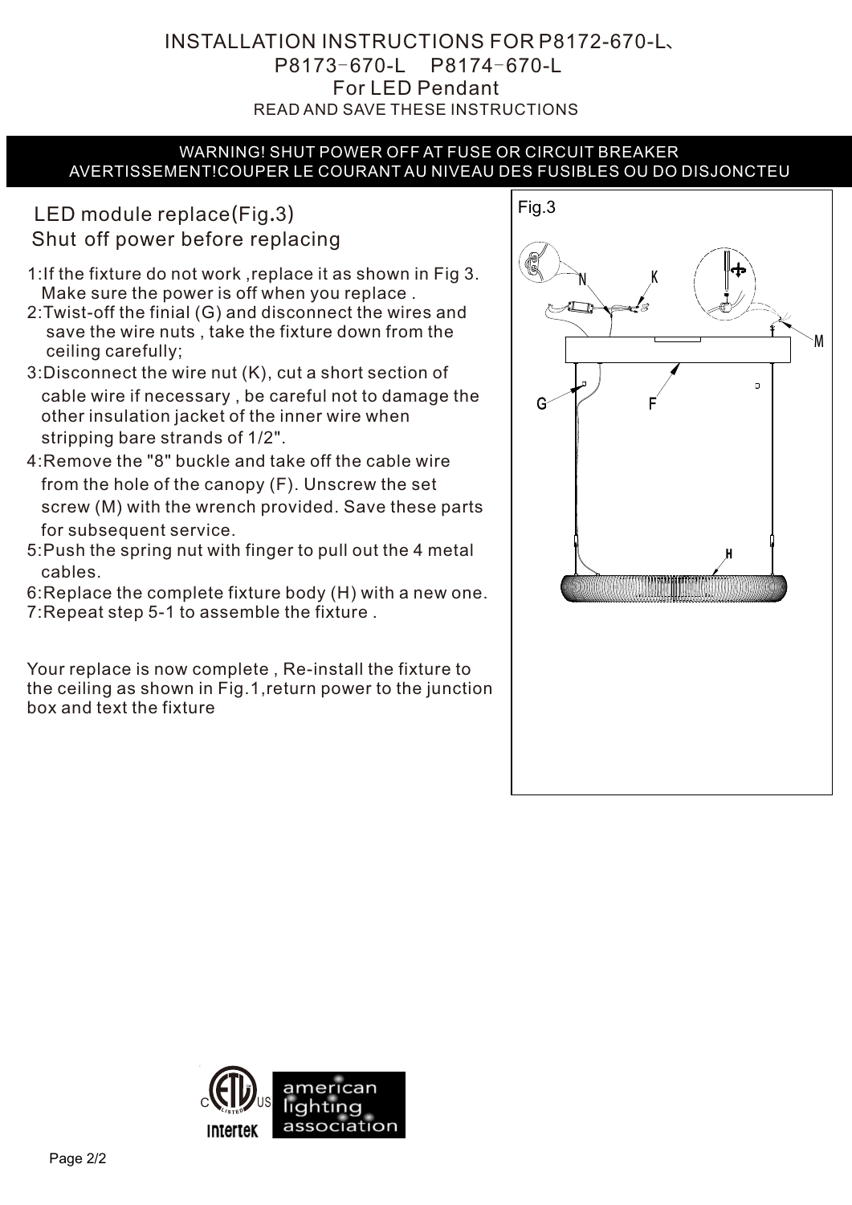# INSTALLATION INSTRUCTIONS FOR P8172-670-L、P8173-670-L P8174-670-L

## For LED Pendant

READ AND SAVE THESE INSTRUCTIONS

**WARNING! SHUT POWER OFF AT FUSE OR CIRCUIT BREAKER**
**AVERTISSEMENT!COUPER LE COURANT AU NIVEAU DES FUSIBLES OU DO DISJONCTEU**

## LED module replace(Fig.3)

### Shut off power before replacing

1:If the fixture do not work ,replace it as shown in Fig 3. Make sure the power is off when you replace .
2:Twist-off the finial (G) and disconnect the wires and save the wire nuts , take the fixture down from the ceiling carefully;
3:Disconnect the wire nut (K), cut a short section of cable wire if necessary , be careful not to damage the other insulation jacket of the inner wire when stripping bare strands of 1/2".
4:Remove the "8" buckle and take off the cable wire from the hole of the canopy (F). Unscrew the set screw (M) with the wrench provided. Save these parts for subsequent service.
5:Push the spring nut with finger to pull out the 4 metal cables.
6:Replace the complete fixture body (H) with a new one.
7:Repeat step 5-1 to assemble the fixture .

Your replace is now complete , Re-install the fixture to the ceiling as shown in Fig.1,return power to the junction box and text the fixture

Fig.3

N K M G F H

C US LISTED Intertek

american lighting association